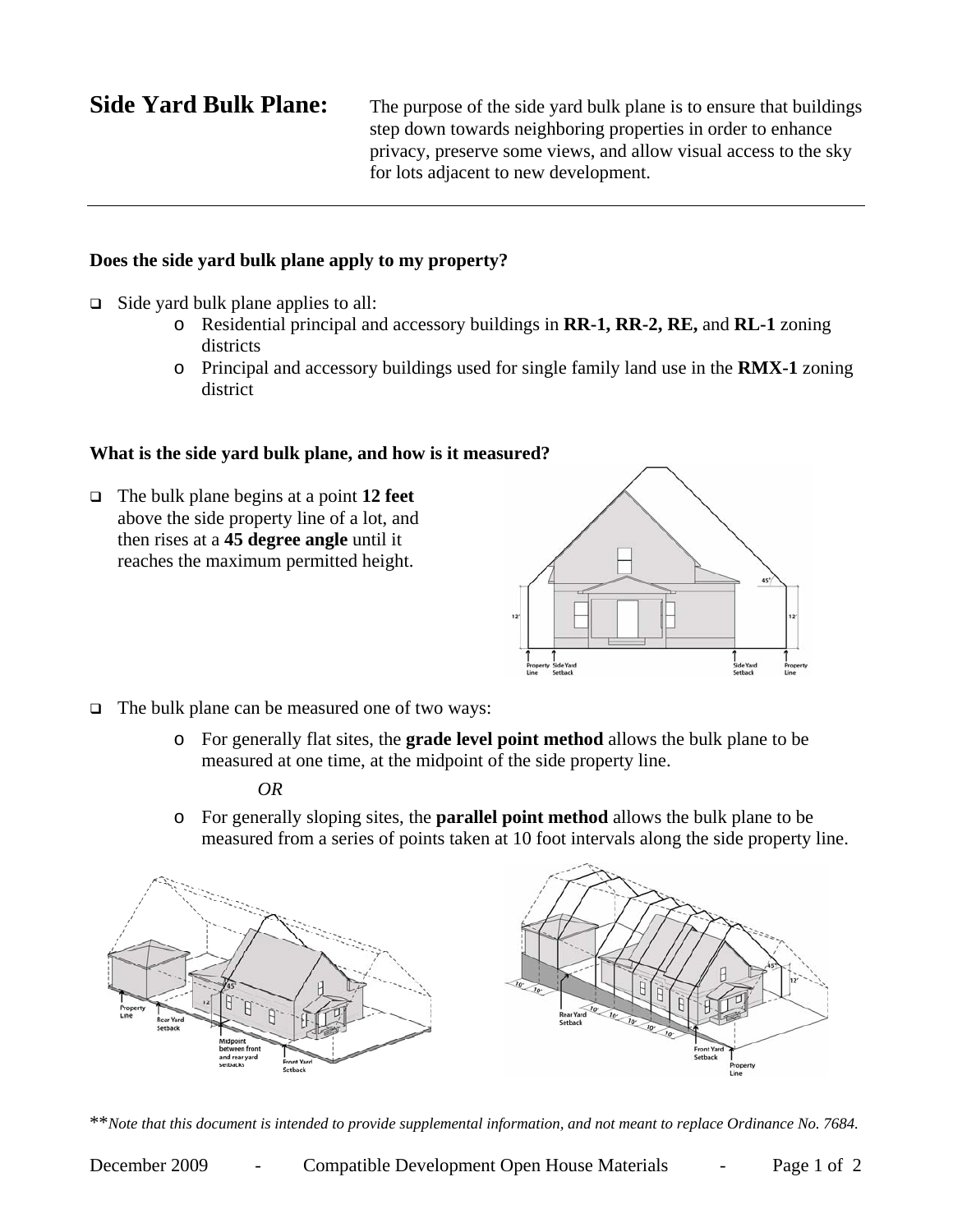# Side Yard Bulk Plane:

The purpose of the side yard bulk plane is to ensure that buildings step down towards neighboring properties in order to enhance privacy, preserve some views, and allow visual access to the sky for lots adjacent to new development.

---

**Does the side yard bulk plane apply to my property?**

- Side yard bulk plane applies to all:
  - Residential principal and accessory buildings in **RR-1, RR-2, RE,** and **RL-1** zoning districts
  - Principal and accessory buildings used for single family land use in the **RMX-1** zoning district

**What is the side yard bulk plane, and how is it measured?**

- The bulk plane begins at a point **12 feet** above the side property line of a lot, and then rises at a **45 degree angle** until it reaches the maximum permitted height.

- The bulk plane can be measured one of two ways:
  - For generally flat sites, the **grade level point method** allows the bulk plane to be measured at one time, at the midpoint of the side property line.

    *OR*

  - For generally sloping sites, the **parallel point method** allows the bulk plane to be measured from a series of points taken at 10 foot intervals along the side property line.

**\****Note that this document is intended to provide supplemental information, and not meant to replace Ordinance No. 7684.*

December 2009 - Compatible Development Open House Materials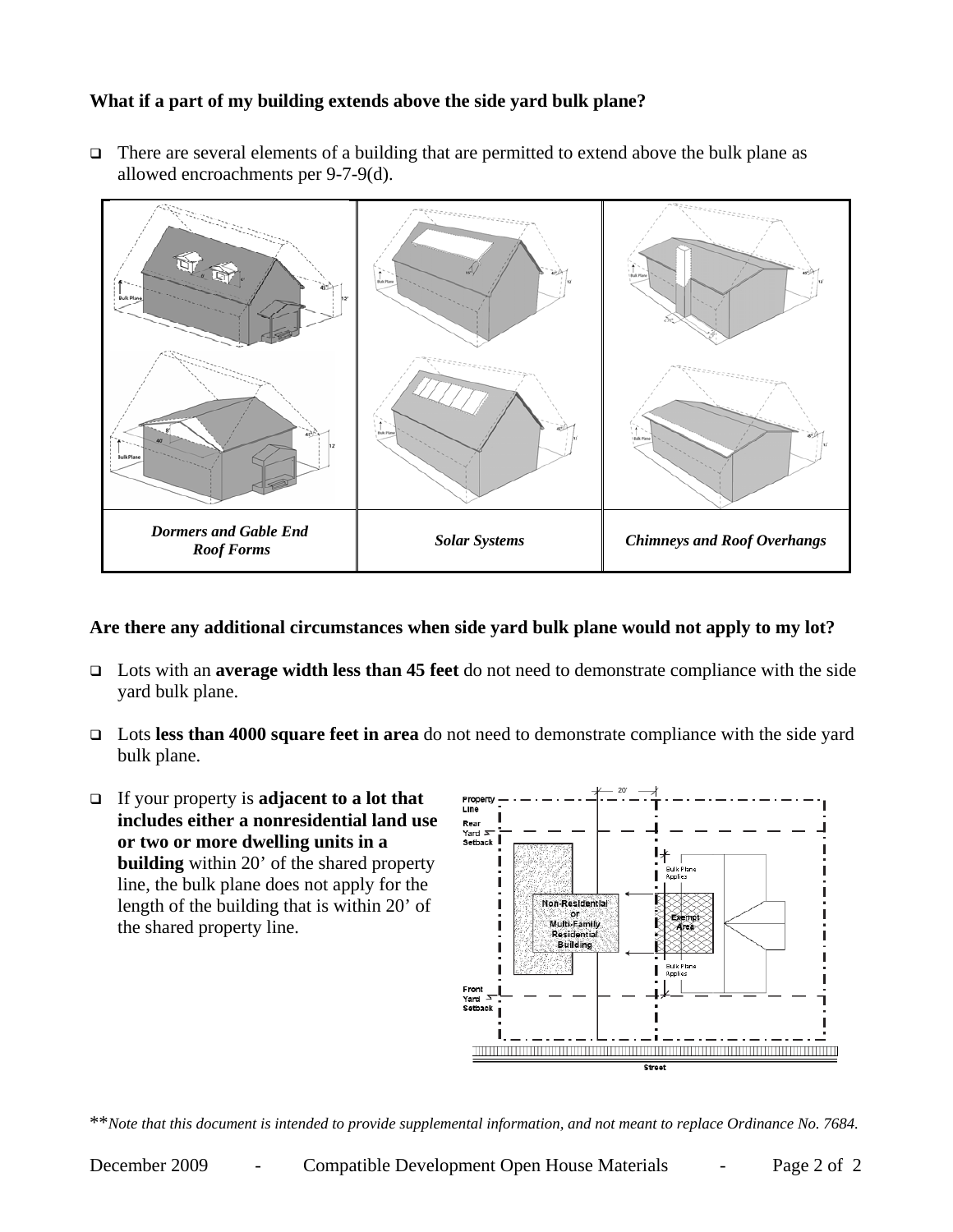**What if a part of my building extends above the side yard bulk plane?**

- There are several elements of a building that are permitted to extend above the bulk plane as allowed encroachments per 9-7-9(d).

| | | |
|---|---|---|
| ***Dormers and Gable End Roof Forms*** | ***Solar Systems*** | ***Chimneys and Roof Overhangs*** |

**Are there any additional circumstances when side yard bulk plane would not apply to my lot?**

- Lots with an **average width less than 45 feet** do not need to demonstrate compliance with the side yard bulk plane.
- Lots **less than 4000 square feet in area** do not need to demonstrate compliance with the side yard bulk plane.
- If your property is **adjacent to a lot that includes either a nonresidential land use or two or more dwelling units in a building** within 20' of the shared property line, the bulk plane does not apply for the length of the building that is within 20' of the shared property line.

20'
Property Line
Rear Yard Setback
Bulk Plane Applies
Non-Residential or Multi-Family Residential Building
Exempt Area
Bulk Plane Applies
Front Yard Setback
Street

***Note that this document is intended to provide supplemental information, and not meant to replace Ordinance No. 7684.*

December 2009 - Compatible Development Open House Materials